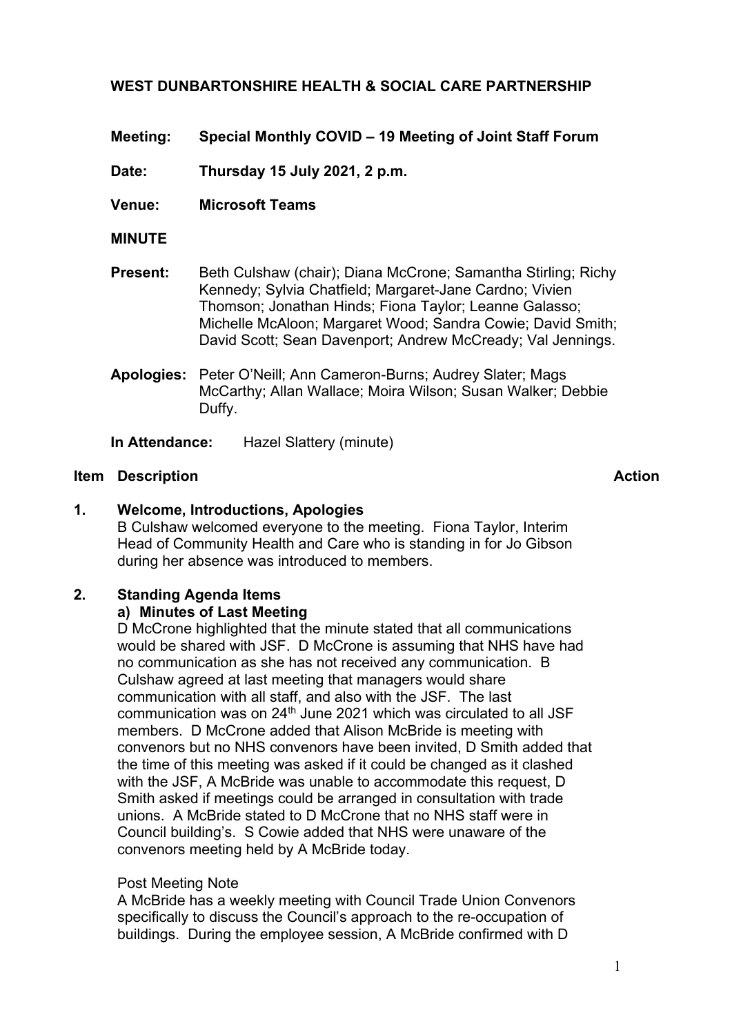**WEST DUNBARTONSHIRE HEALTH & SOCIAL CARE PARTNERSHIP**

**Meeting:** **Special Monthly COVID – 19 Meeting of Joint Staff Forum**

**Date:** **Thursday 15 July 2021, 2 p.m.**

**Venue:** **Microsoft Teams**

**MINUTE**

**Present:** Beth Culshaw (chair); Diana McCrone; Samantha Stirling; Richy Kennedy; Sylvia Chatfield; Margaret-Jane Cardno; Vivien Thomson; Jonathan Hinds; Fiona Taylor; Leanne Galasso; Michelle McAloon; Margaret Wood; Sandra Cowie; David Smith; David Scott; Sean Davenport; Andrew McCready; Val Jennings.

**Apologies:** Peter O'Neill; Ann Cameron-Burns; Audrey Slater; Mags McCarthy; Allan Wallace; Moira Wilson; Susan Walker; Debbie Duffy.

**In Attendance:** Hazel Slattery (minute)

| Item | Description | Action |
|---|---|---|

**1. Welcome, Introductions, Apologies**

B Culshaw welcomed everyone to the meeting. Fiona Taylor, Interim Head of Community Health and Care who is standing in for Jo Gibson during her absence was introduced to members.

**2. Standing Agenda Items**

**a) Minutes of Last Meeting**

D McCrone highlighted that the minute stated that all communications would be shared with JSF. D McCrone is assuming that NHS have had no communication as she has not received any communication. B Culshaw agreed at last meeting that managers would share communication with all staff, and also with the JSF. The last communication was on 24th June 2021 which was circulated to all JSF members. D McCrone added that Alison McBride is meeting with convenors but no NHS convenors have been invited, D Smith added that the time of this meeting was asked if it could be changed as it clashed with the JSF, A McBride was unable to accommodate this request, D Smith asked if meetings could be arranged in consultation with trade unions. A McBride stated to D McCrone that no NHS staff were in Council building's. S Cowie added that NHS were unaware of the convenors meeting held by A McBride today.

Post Meeting Note

A McBride has a weekly meeting with Council Trade Union Convenors specifically to discuss the Council's approach to the re-occupation of buildings. During the employee session, A McBride confirmed with D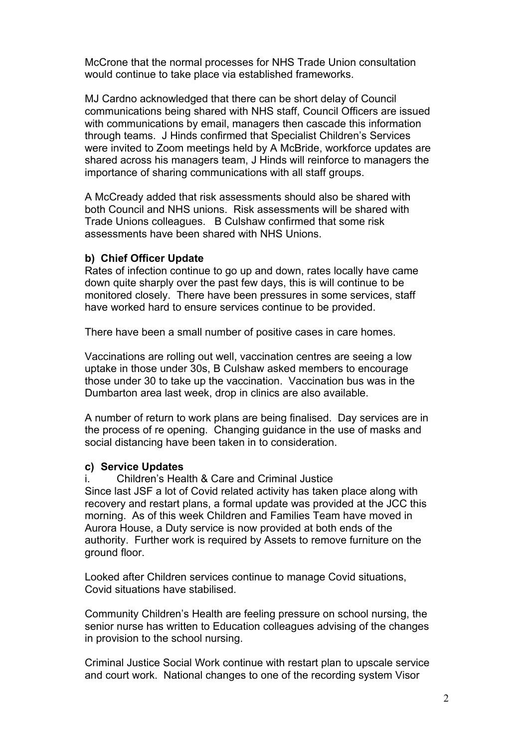McCrone that the normal processes for NHS Trade Union consultation would continue to take place via established frameworks.

MJ Cardno acknowledged that there can be short delay of Council communications being shared with NHS staff, Council Officers are issued with communications by email, managers then cascade this information through teams. J Hinds confirmed that Specialist Children's Services were invited to Zoom meetings held by A McBride, workforce updates are shared across his managers team, J Hinds will reinforce to managers the importance of sharing communications with all staff groups.

A McCready added that risk assessments should also be shared with both Council and NHS unions. Risk assessments will be shared with Trade Unions colleagues. B Culshaw confirmed that some risk assessments have been shared with NHS Unions.

**b) Chief Officer Update**

Rates of infection continue to go up and down, rates locally have came down quite sharply over the past few days, this is will continue to be monitored closely. There have been pressures in some services, staff have worked hard to ensure services continue to be provided.

There have been a small number of positive cases in care homes.

Vaccinations are rolling out well, vaccination centres are seeing a low uptake in those under 30s, B Culshaw asked members to encourage those under 30 to take up the vaccination. Vaccination bus was in the Dumbarton area last week, drop in clinics are also available.

A number of return to work plans are being finalised. Day services are in the process of re opening. Changing guidance in the use of masks and social distancing have been taken in to consideration.

**c) Service Updates**

i. Children's Health & Care and Criminal Justice

Since last JSF a lot of Covid related activity has taken place along with recovery and restart plans, a formal update was provided at the JCC this morning. As of this week Children and Families Team have moved in Aurora House, a Duty service is now provided at both ends of the authority. Further work is required by Assets to remove furniture on the ground floor.

Looked after Children services continue to manage Covid situations, Covid situations have stabilised.

Community Children's Health are feeling pressure on school nursing, the senior nurse has written to Education colleagues advising of the changes in provision to the school nursing.

Criminal Justice Social Work continue with restart plan to upscale service and court work. National changes to one of the recording system Visor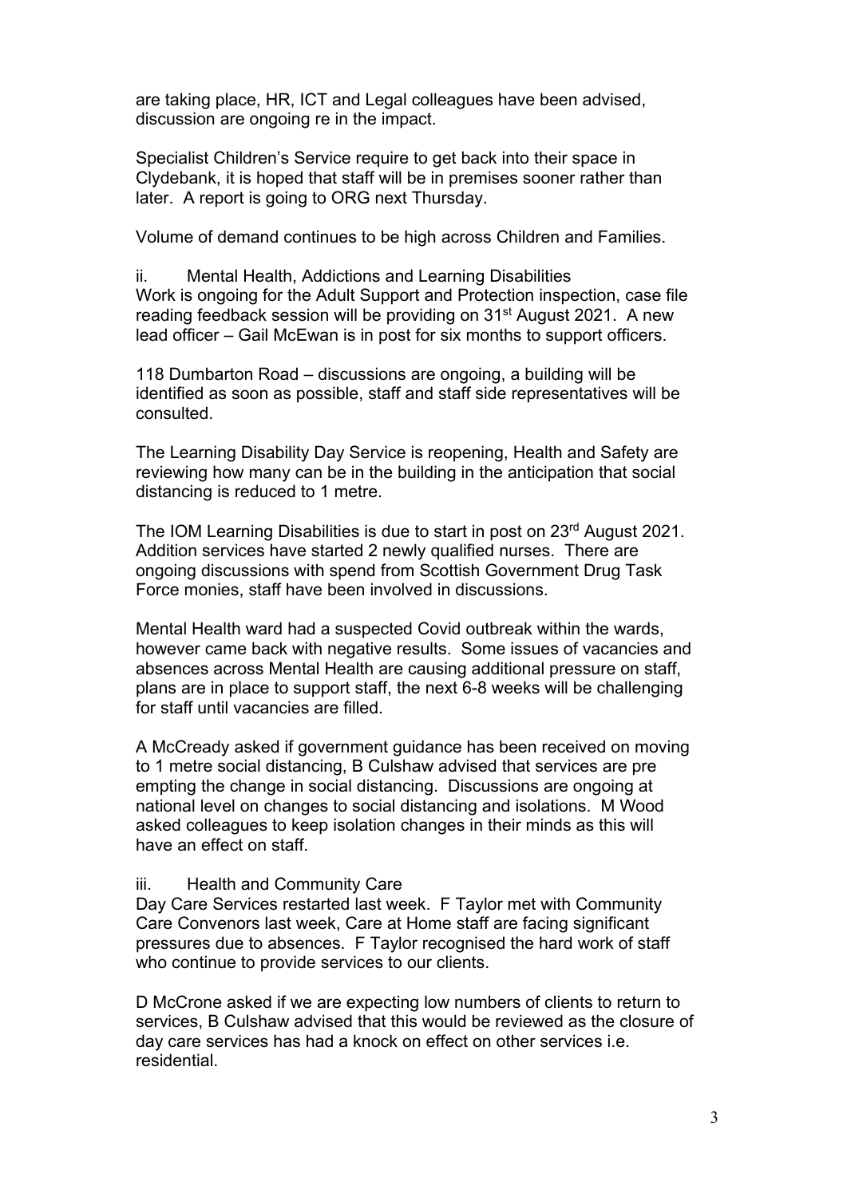are taking place, HR, ICT and Legal colleagues have been advised, discussion are ongoing re in the impact.

Specialist Children's Service require to get back into their space in Clydebank, it is hoped that staff will be in premises sooner rather than later. A report is going to ORG next Thursday.

Volume of demand continues to be high across Children and Families.

ii. Mental Health, Addictions and Learning Disabilities

Work is ongoing for the Adult Support and Protection inspection, case file reading feedback session will be providing on 31st August 2021. A new lead officer – Gail McEwan is in post for six months to support officers.

118 Dumbarton Road – discussions are ongoing, a building will be identified as soon as possible, staff and staff side representatives will be consulted.

The Learning Disability Day Service is reopening, Health and Safety are reviewing how many can be in the building in the anticipation that social distancing is reduced to 1 metre.

The IOM Learning Disabilities is due to start in post on 23rd August 2021. Addition services have started 2 newly qualified nurses. There are ongoing discussions with spend from Scottish Government Drug Task Force monies, staff have been involved in discussions.

Mental Health ward had a suspected Covid outbreak within the wards, however came back with negative results. Some issues of vacancies and absences across Mental Health are causing additional pressure on staff, plans are in place to support staff, the next 6-8 weeks will be challenging for staff until vacancies are filled.

A McCready asked if government guidance has been received on moving to 1 metre social distancing, B Culshaw advised that services are pre empting the change in social distancing. Discussions are ongoing at national level on changes to social distancing and isolations. M Wood asked colleagues to keep isolation changes in their minds as this will have an effect on staff.

iii. Health and Community Care

Day Care Services restarted last week. F Taylor met with Community Care Convenors last week, Care at Home staff are facing significant pressures due to absences. F Taylor recognised the hard work of staff who continue to provide services to our clients.

D McCrone asked if we are expecting low numbers of clients to return to services, B Culshaw advised that this would be reviewed as the closure of day care services has had a knock on effect on other services i.e. residential.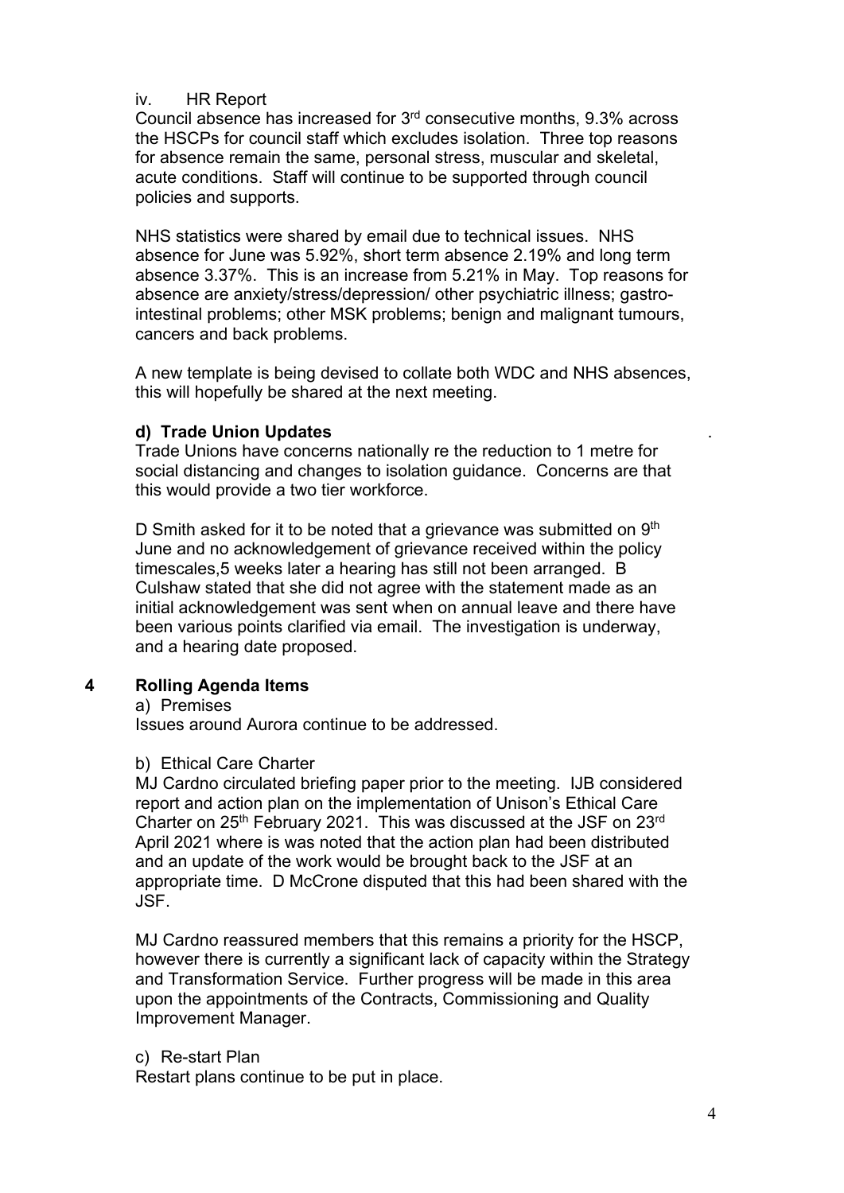iv. HR Report

Council absence has increased for 3rd consecutive months, 9.3% across the HSCPs for council staff which excludes isolation. Three top reasons for absence remain the same, personal stress, muscular and skeletal, acute conditions. Staff will continue to be supported through council policies and supports.

NHS statistics were shared by email due to technical issues. NHS absence for June was 5.92%, short term absence 2.19% and long term absence 3.37%. This is an increase from 5.21% in May. Top reasons for absence are anxiety/stress/depression/ other psychiatric illness; gastro-intestinal problems; other MSK problems; benign and malignant tumours, cancers and back problems.

A new template is being devised to collate both WDC and NHS absences, this will hopefully be shared at the next meeting.

**d) Trade Union Updates** .

Trade Unions have concerns nationally re the reduction to 1 metre for social distancing and changes to isolation guidance. Concerns are that this would provide a two tier workforce.

D Smith asked for it to be noted that a grievance was submitted on 9th June and no acknowledgement of grievance received within the policy timescales,5 weeks later a hearing has still not been arranged. B Culshaw stated that she did not agree with the statement made as an initial acknowledgement was sent when on annual leave and there have been various points clarified via email. The investigation is underway, and a hearing date proposed.

## 4 Rolling Agenda Items

a) Premises

Issues around Aurora continue to be addressed.

b) Ethical Care Charter

MJ Cardno circulated briefing paper prior to the meeting. IJB considered report and action plan on the implementation of Unison's Ethical Care Charter on 25th February 2021. This was discussed at the JSF on 23rd April 2021 where is was noted that the action plan had been distributed and an update of the work would be brought back to the JSF at an appropriate time. D McCrone disputed that this had been shared with the JSF.

MJ Cardno reassured members that this remains a priority for the HSCP, however there is currently a significant lack of capacity within the Strategy and Transformation Service. Further progress will be made in this area upon the appointments of the Contracts, Commissioning and Quality Improvement Manager.

c) Re-start Plan

Restart plans continue to be put in place.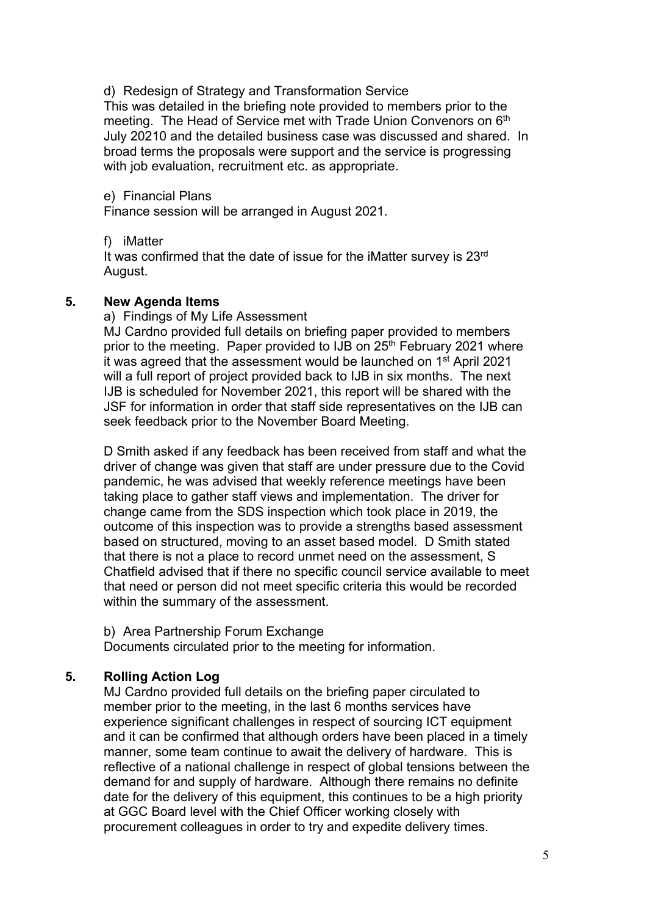d) Redesign of Strategy and Transformation Service

This was detailed in the briefing note provided to members prior to the meeting. The Head of Service met with Trade Union Convenors on 6th July 20210 and the detailed business case was discussed and shared. In broad terms the proposals were support and the service is progressing with job evaluation, recruitment etc. as appropriate.

e) Financial Plans

Finance session will be arranged in August 2021.

f) iMatter

It was confirmed that the date of issue for the iMatter survey is 23rd August.

## 5. New Agenda Items

a) Findings of My Life Assessment

MJ Cardno provided full details on briefing paper provided to members prior to the meeting. Paper provided to IJB on 25th February 2021 where it was agreed that the assessment would be launched on 1st April 2021 will a full report of project provided back to IJB in six months. The next IJB is scheduled for November 2021, this report will be shared with the JSF for information in order that staff side representatives on the IJB can seek feedback prior to the November Board Meeting.

D Smith asked if any feedback has been received from staff and what the driver of change was given that staff are under pressure due to the Covid pandemic, he was advised that weekly reference meetings have been taking place to gather staff views and implementation. The driver for change came from the SDS inspection which took place in 2019, the outcome of this inspection was to provide a strengths based assessment based on structured, moving to an asset based model. D Smith stated that there is not a place to record unmet need on the assessment, S Chatfield advised that if there no specific council service available to meet that need or person did not meet specific criteria this would be recorded within the summary of the assessment.

b) Area Partnership Forum Exchange

Documents circulated prior to the meeting for information.

## 5. Rolling Action Log

MJ Cardno provided full details on the briefing paper circulated to member prior to the meeting, in the last 6 months services have experience significant challenges in respect of sourcing ICT equipment and it can be confirmed that although orders have been placed in a timely manner, some team continue to await the delivery of hardware. This is reflective of a national challenge in respect of global tensions between the demand for and supply of hardware. Although there remains no definite date for the delivery of this equipment, this continues to be a high priority at GGC Board level with the Chief Officer working closely with procurement colleagues in order to try and expedite delivery times.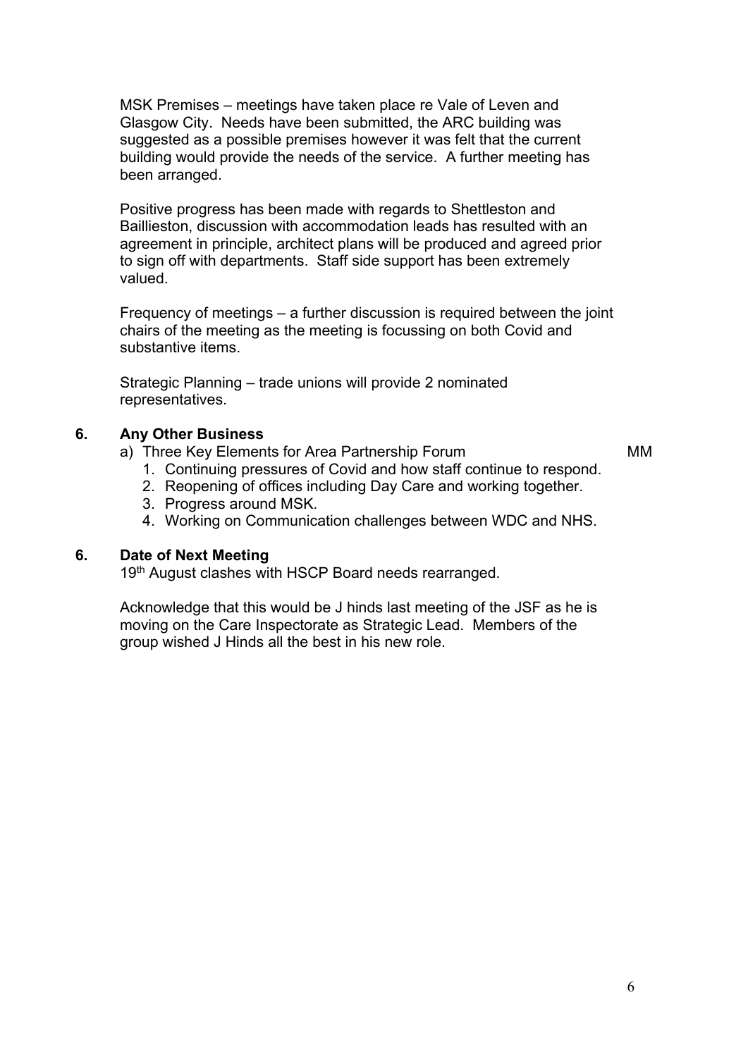MSK Premises – meetings have taken place re Vale of Leven and Glasgow City. Needs have been submitted, the ARC building was suggested as a possible premises however it was felt that the current building would provide the needs of the service. A further meeting has been arranged.

Positive progress has been made with regards to Shettleston and Baillieston, discussion with accommodation leads has resulted with an agreement in principle, architect plans will be produced and agreed prior to sign off with departments. Staff side support has been extremely valued.

Frequency of meetings – a further discussion is required between the joint chairs of the meeting as the meeting is focussing on both Covid and substantive items.

Strategic Planning – trade unions will provide 2 nominated representatives.

## 6. Any Other Business

a) Three Key Elements for Area Partnership Forum — MM

1. Continuing pressures of Covid and how staff continue to respond.
2. Reopening of offices including Day Care and working together.
3. Progress around MSK.
4. Working on Communication challenges between WDC and NHS.

## 6. Date of Next Meeting

19th August clashes with HSCP Board needs rearranged.

Acknowledge that this would be J hinds last meeting of the JSF as he is moving on the Care Inspectorate as Strategic Lead. Members of the group wished J Hinds all the best in his new role.